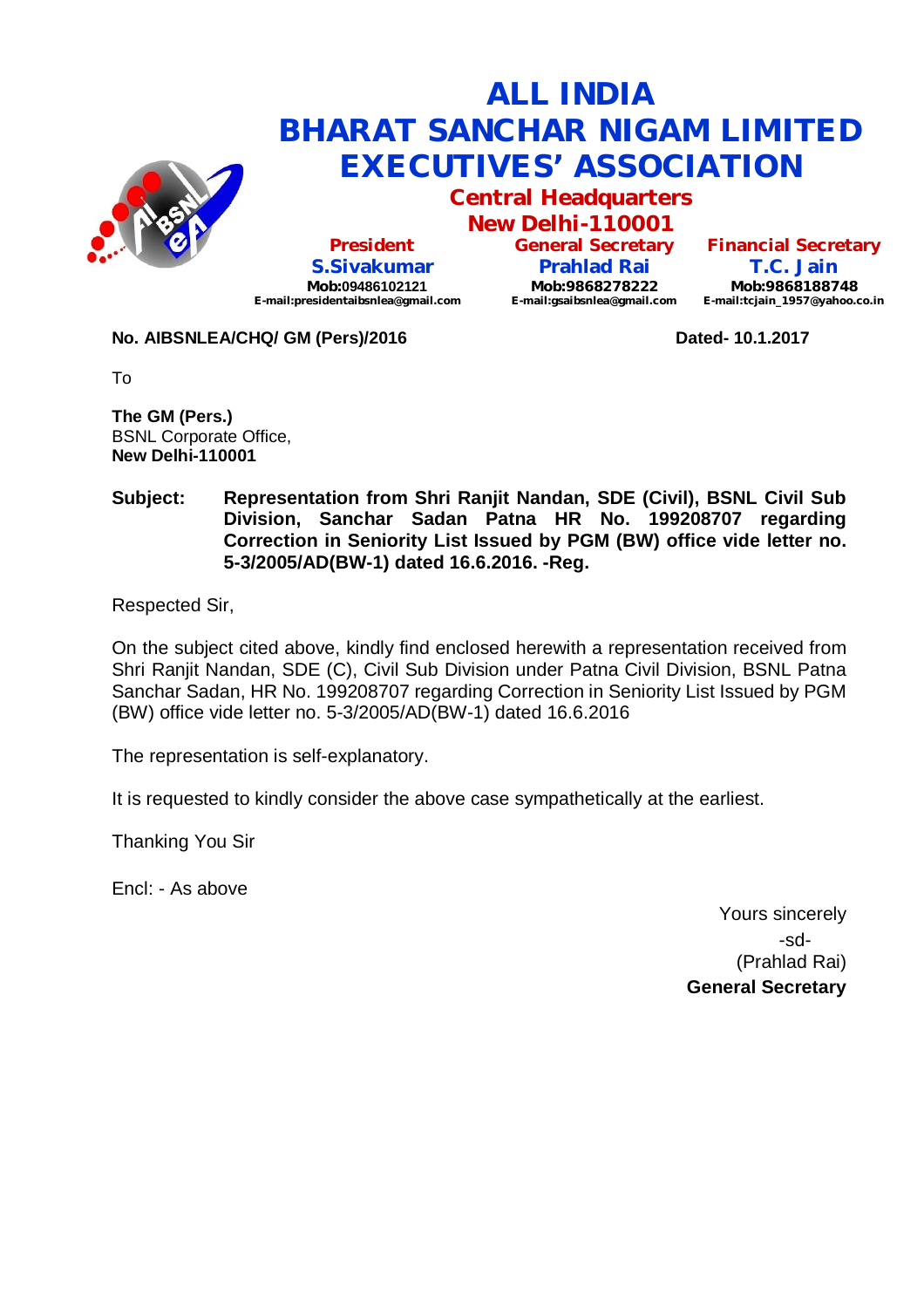# ALL INDIA
# BHARAT SANCHAR NIGAM LIMITED
# EXECUTIVES' ASSOCIATION

## Central Headquarters
## New Delhi-110001

| President | General Secretary | Financial Secretary |
|---|---|---|
| **S.Sivakumar** | **Prahlad Rai** | **T.C. Jain** |
| **Mob:**09486102121 | **Mob:9868278222** | **Mob:9868188748** |
| E-mail:presidentaibsnlea@gmail.com | E-mail:gsaibsnlea@gmail.com | E-mail:tcjain_1957@yahoo.co.in |

**No. AIBSNLEA/CHQ/ GM (Pers)/2016** **Dated- 10.1.2017**

To

**The GM (Pers.)**
BSNL Corporate Office,
**New Delhi-110001**

**Subject: Representation from Shri Ranjit Nandan, SDE (Civil), BSNL Civil Sub Division, Sanchar Sadan Patna HR No. 199208707 regarding Correction in Seniority List Issued by PGM (BW) office vide letter no. 5-3/2005/AD(BW-1) dated 16.6.2016. -Reg.**

Respected Sir,

On the subject cited above, kindly find enclosed herewith a representation received from Shri Ranjit Nandan, SDE (C), Civil Sub Division under Patna Civil Division, BSNL Patna Sanchar Sadan, HR No. 199208707 regarding Correction in Seniority List Issued by PGM (BW) office vide letter no. 5-3/2005/AD(BW-1) dated 16.6.2016

The representation is self-explanatory.

It is requested to kindly consider the above case sympathetically at the earliest.

Thanking You Sir

Encl: - As above

Yours sincerely
-sd-
(Prahlad Rai)
**General Secretary**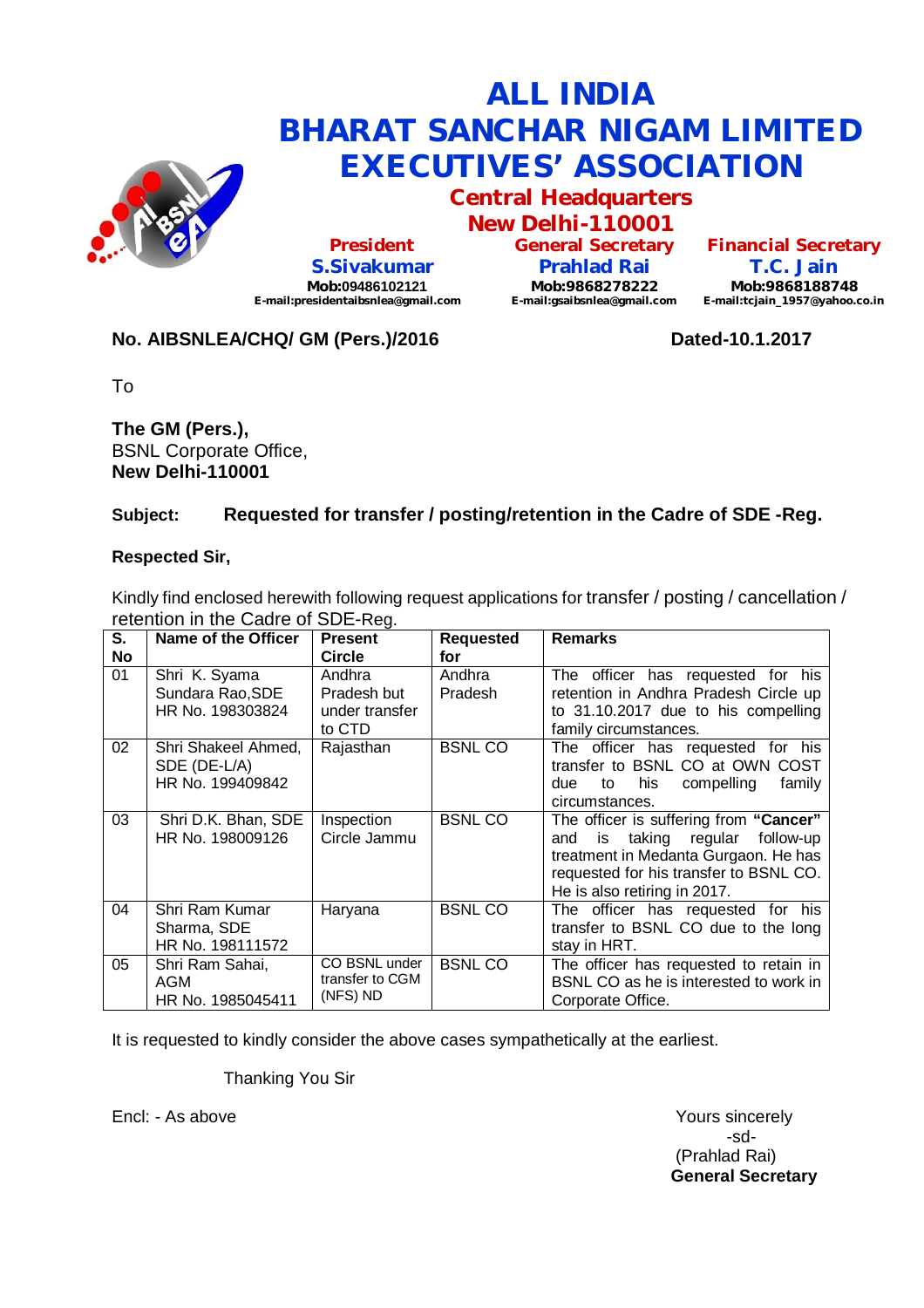# ALL INDIA
# BHARAT SANCHAR NIGAM LIMITED
# EXECUTIVES' ASSOCIATION

## Central Headquarters
## New Delhi-110001

| President | General Secretary | Financial Secretary |
|---|---|---|
| S.Sivakumar | Prahlad Rai | T.C. Jain |
| Mob:09486102121 | Mob:9868278222 | Mob:9868188748 |
| E-mail:presidentaibsnlea@gmail.com | E-mail:gsaibsnlea@gmail.com | E-mail:tcjain_1957@yahoo.co.in |

**No. AIBSNLEA/CHQ/ GM (Pers.)/2016** **Dated-10.1.2017**

To

**The GM (Pers.),**
BSNL Corporate Office,
**New Delhi-110001**

**Subject: Requested for transfer / posting/retention in the Cadre of SDE -Reg.**

**Respected Sir,**

Kindly find enclosed herewith following request applications for transfer / posting / cancellation / retention in the Cadre of SDE-Reg.

| S. No | Name of the Officer | Present Circle | Requested for | Remarks |
|---|---|---|---|---|
| 01 | Shri K. Syama Sundara Rao,SDE HR No. 198303824 | Andhra Pradesh but under transfer to CTD | Andhra Pradesh | The officer has requested for his retention in Andhra Pradesh Circle up to 31.10.2017 due to his compelling family circumstances. |
| 02 | Shri Shakeel Ahmed, SDE (DE-L/A) HR No. 199409842 | Rajasthan | BSNL CO | The officer has requested for his transfer to BSNL CO at OWN COST due to his compelling family circumstances. |
| 03 | Shri D.K. Bhan, SDE HR No. 198009126 | Inspection Circle Jammu | BSNL CO | The officer is suffering from **"Cancer"** and is taking regular follow-up treatment in Medanta Gurgaon. He has requested for his transfer to BSNL CO. He is also retiring in 2017. |
| 04 | Shri Ram Kumar Sharma, SDE HR No. 198111572 | Haryana | BSNL CO | The officer has requested for his transfer to BSNL CO due to the long stay in HRT. |
| 05 | Shri Ram Sahai, AGM HR No. 1985045411 | CO BSNL under transfer to CGM (NFS) ND | BSNL CO | The officer has requested to retain in BSNL CO as he is interested to work in Corporate Office. |

It is requested to kindly consider the above cases sympathetically at the earliest.

Thanking You Sir

Encl: - As above

Yours sincerely
-sd-
(Prahlad Rai)
**General Secretary**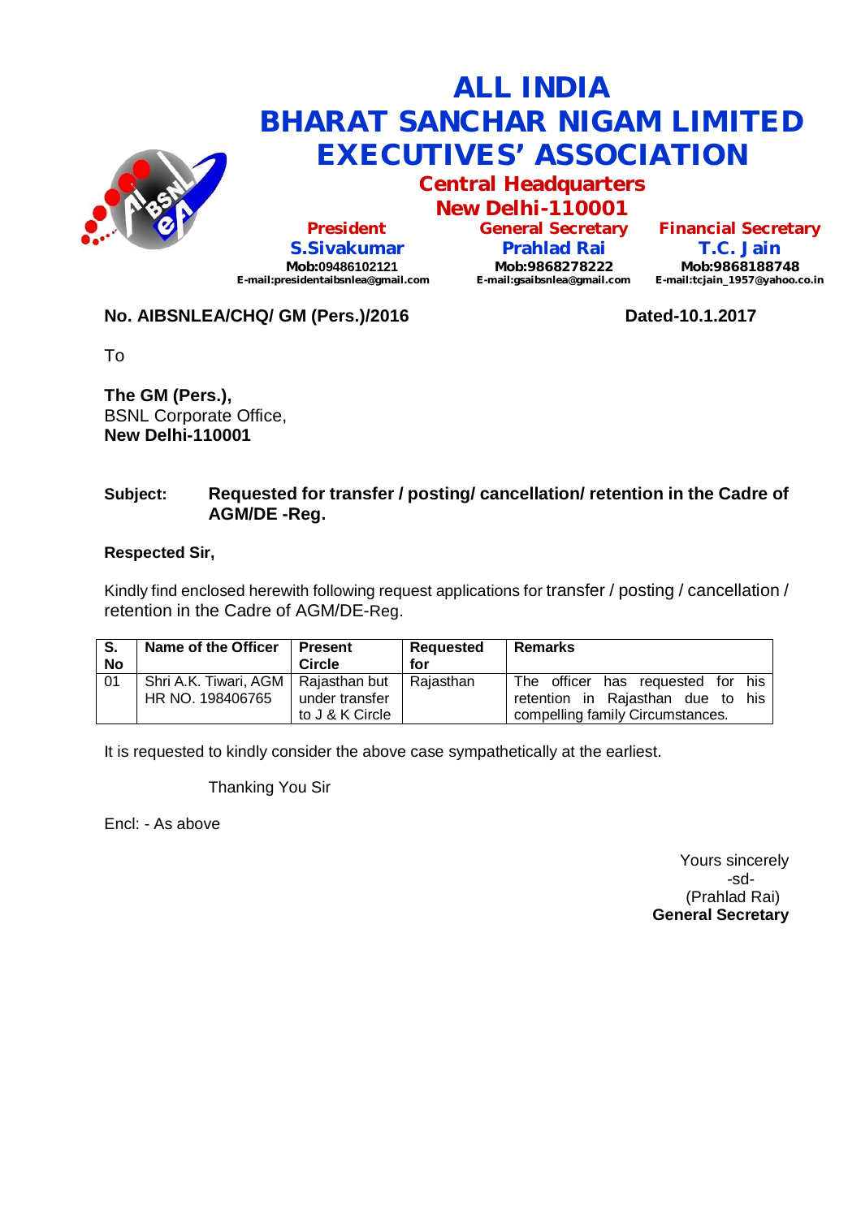# ALL INDIA
# BHARAT SANCHAR NIGAM LIMITED
# EXECUTIVES' ASSOCIATION

## Central Headquarters
## New Delhi-110001

| President | General Secretary | Financial Secretary |
|---|---|---|
| **S.Sivakumar** | **Prahlad Rai** | **T.C. Jain** |
| Mob:09486102121 | Mob:9868278222 | Mob:9868188748 |
| E-mail:presidentaibsnlea@gmail.com | E-mail:gsaibsnlea@gmail.com | E-mail:tcjain_1957@yahoo.co.in |

**No. AIBSNLEA/CHQ/ GM (Pers.)/2016** **Dated-10.1.2017**

To

**The GM (Pers.),**
BSNL Corporate Office,
**New Delhi-110001**

**Subject: Requested for transfer / posting/ cancellation/ retention in the Cadre of AGM/DE -Reg.**

**Respected Sir,**

Kindly find enclosed herewith following request applications for transfer / posting / cancellation / retention in the Cadre of AGM/DE-Reg.

| S. No | Name of the Officer | Present Circle | Requested for | Remarks |
|---|---|---|---|---|
| 01 | Shri A.K. Tiwari, AGM HR NO. 198406765 | Rajasthan but under transfer to J & K Circle | Rajasthan | The officer has requested for his retention in Rajasthan due to his compelling family Circumstances. |

It is requested to kindly consider the above case sympathetically at the earliest.

Thanking You Sir

Encl: - As above

Yours sincerely
-sd-
(Prahlad Rai)
**General Secretary**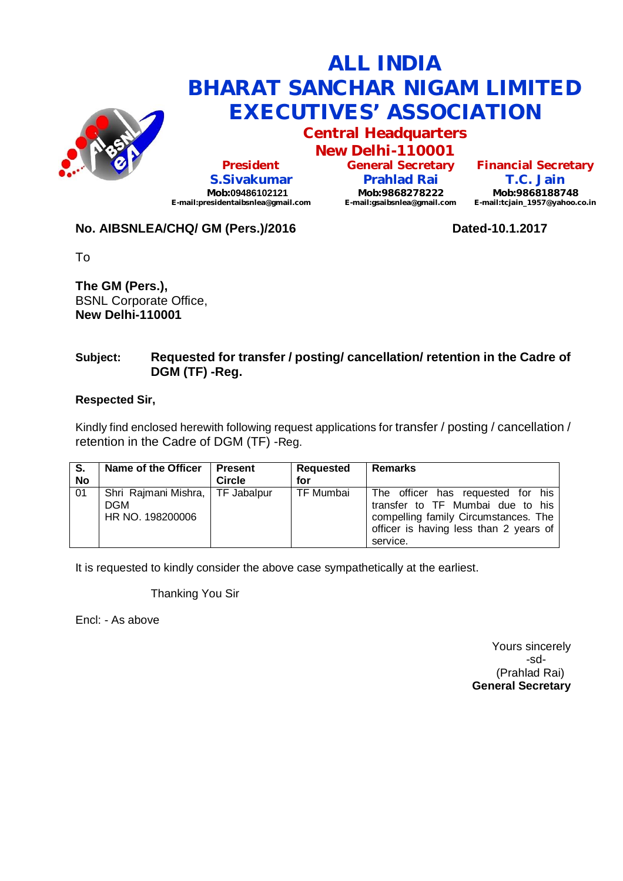# ALL INDIA BHARAT SANCHAR NIGAM LIMITED EXECUTIVES' ASSOCIATION

## Central Headquarters
## New Delhi-110001

**President**
**S.Sivakumar**
**Mob:**09486102121
E-mail:presidentaibsnlea@gmail.com

**General Secretary**
**Prahlad Rai**
**Mob:9868278222**
E-mail:gsaibsnlea@gmail.com

**Financial Secretary**
**T.C. Jain**
**Mob:9868188748**
E-mail:tcjain_1957@yahoo.co.in

**No. AIBSNLEA/CHQ/ GM (Pers.)/2016** **Dated-10.1.2017**

To

**The GM (Pers.),**
BSNL Corporate Office,
**New Delhi-110001**

**Subject: Requested for transfer / posting/ cancellation/ retention in the Cadre of DGM (TF) -Reg.**

**Respected Sir,**

Kindly find enclosed herewith following request applications for transfer / posting / cancellation / retention in the Cadre of DGM (TF) -Reg.

| S. No | Name of the Officer | Present Circle | Requested for | Remarks |
|---|---|---|---|---|
| 01 | Shri Rajmani Mishra, DGM HR NO. 198200006 | TF Jabalpur | TF Mumbai | The officer has requested for his transfer to TF Mumbai due to his compelling family Circumstances. The officer is having less than 2 years of service. |

It is requested to kindly consider the above case sympathetically at the earliest.

Thanking You Sir

Encl: - As above

Yours sincerely
-sd-
(Prahlad Rai)
**General Secretary**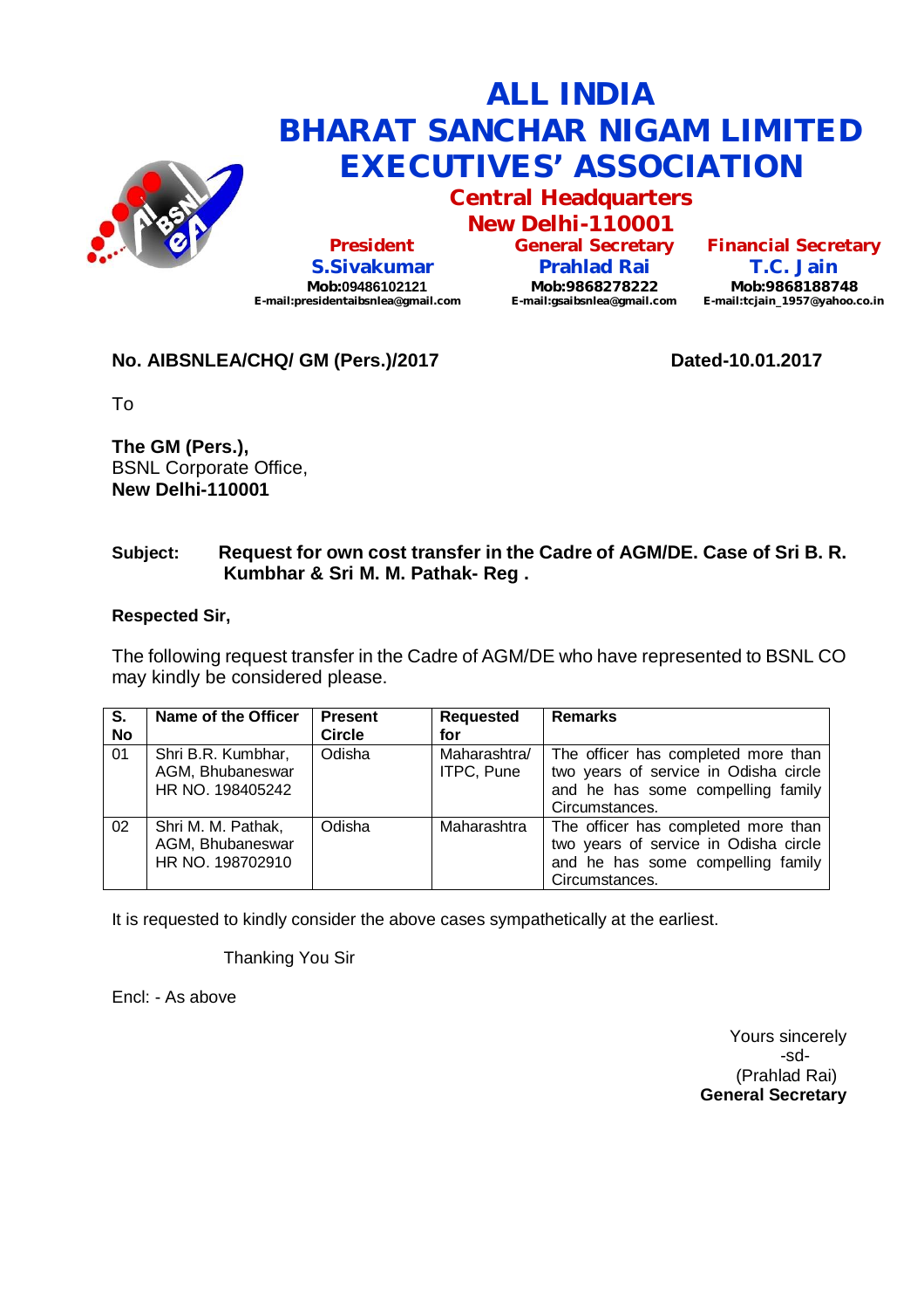# ALL INDIA
# BHARAT SANCHAR NIGAM LIMITED
# EXECUTIVES' ASSOCIATION

## Central Headquarters
## New Delhi-110001

**President**
**S.Sivakumar**
**Mob:**09486102121
**E-mail:presidentaibsnlea@gmail.com**

**General Secretary**
**Prahlad Rai**
**Mob:9868278222**
**E-mail:gsaibsnlea@gmail.com**

**Financial Secretary**
**T.C. Jain**
**Mob:9868188748**
**E-mail:tcjain_1957@yahoo.co.in**

**No. AIBSNLEA/CHQ/ GM (Pers.)/2017** **Dated-10.01.2017**

To

**The GM (Pers.),**
BSNL Corporate Office,
**New Delhi-110001**

**Subject: Request for own cost transfer in the Cadre of AGM/DE. Case of Sri B. R. Kumbhar & Sri M. M. Pathak- Reg .**

**Respected Sir,**

The following request transfer in the Cadre of AGM/DE who have represented to BSNL CO may kindly be considered please.

| S. No | Name of the Officer | Present Circle | Requested for | Remarks |
|---|---|---|---|---|
| 01 | Shri B.R. Kumbhar, AGM, Bhubaneswar HR NO. 198405242 | Odisha | Maharashtra/ ITPC, Pune | The officer has completed more than two years of service in Odisha circle and he has some compelling family Circumstances. |
| 02 | Shri M. M. Pathak, AGM, Bhubaneswar HR NO. 198702910 | Odisha | Maharashtra | The officer has completed more than two years of service in Odisha circle and he has some compelling family Circumstances. |

It is requested to kindly consider the above cases sympathetically at the earliest.

Thanking You Sir

Encl: - As above

Yours sincerely
-sd-
(Prahlad Rai)
**General Secretary**